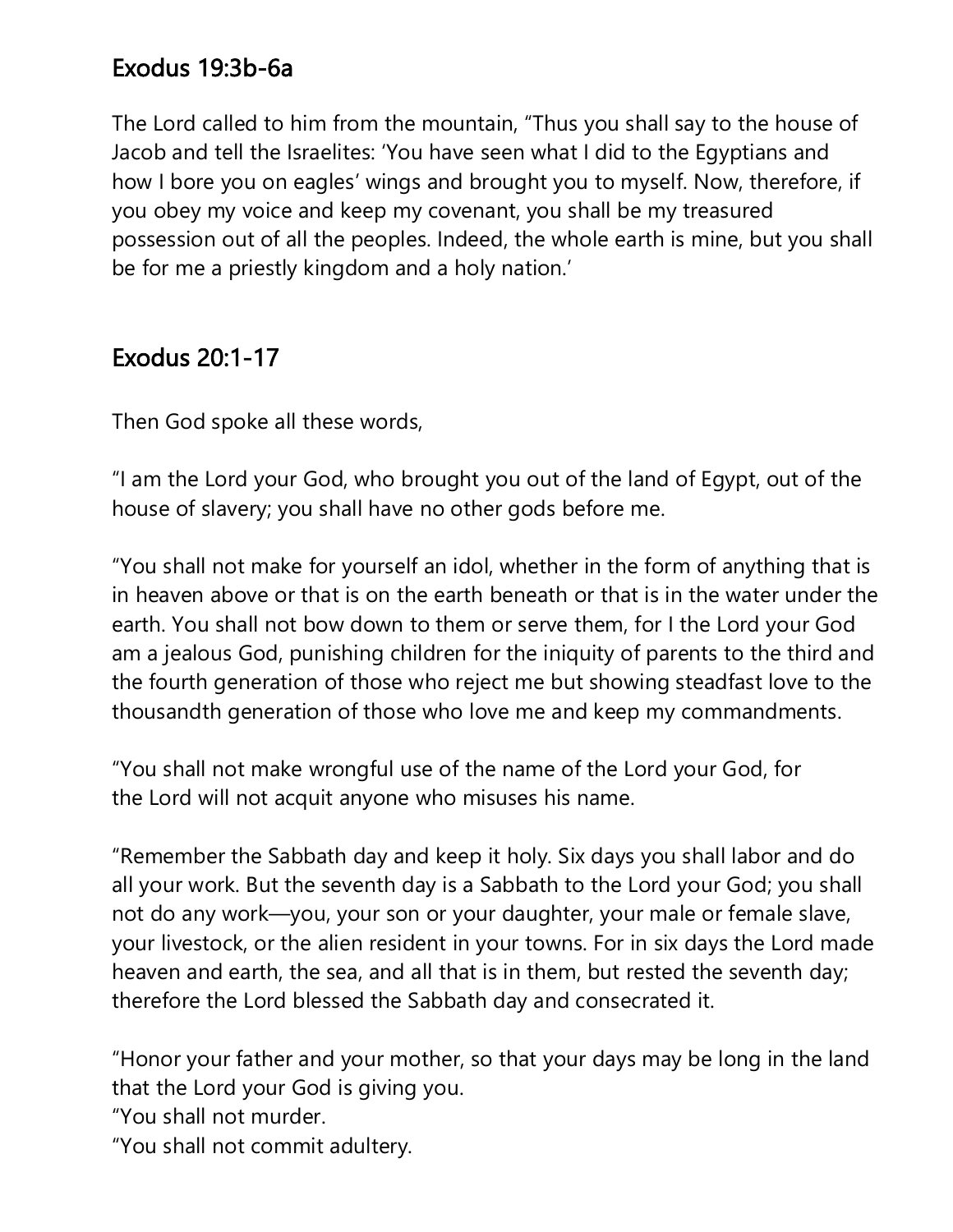## Exodus 19:3b-6a

The Lord called to him from the mountain, "Thus you shall say to the house of Jacob and tell the Israelites: 'You have seen what I did to the Egyptians and how I bore you on eagles' wings and brought you to myself. Now, therefore, if you obey my voice and keep my covenant, you shall be my treasured possession out of all the peoples. Indeed, the whole earth is mine, but you shall be for me a priestly kingdom and a holy nation.'

## Exodus 20:1-17

Then God spoke all these words,

"I am the Lord your God, who brought you out of the land of Egypt, out of the house of slavery; you shall have no other gods before me.

"You shall not make for yourself an idol, whether in the form of anything that is in heaven above or that is on the earth beneath or that is in the water under the earth. You shall not bow down to them or serve them, for I the Lord your God am a jealous God, punishing children for the iniquity of parents to the third and the fourth generation of those who reject me but showing steadfast love to the thousandth generation of those who love me and keep my commandments.

"You shall not make wrongful use of the name of the Lord your God, for the Lord will not acquit anyone who misuses his name.

"Remember the Sabbath day and keep it holy. Six days you shall labor and do all your work. But the seventh day is a Sabbath to the Lord your God; you shall not do any work—you, your son or your daughter, your male or female slave, your livestock, or the alien resident in your towns. For in six days the Lord made heaven and earth, the sea, and all that is in them, but rested the seventh day; therefore the Lord blessed the Sabbath day and consecrated it.

"Honor your father and your mother, so that your days may be long in the land that the Lord your God is giving you.
"You shall not murder.
"You shall not commit adultery.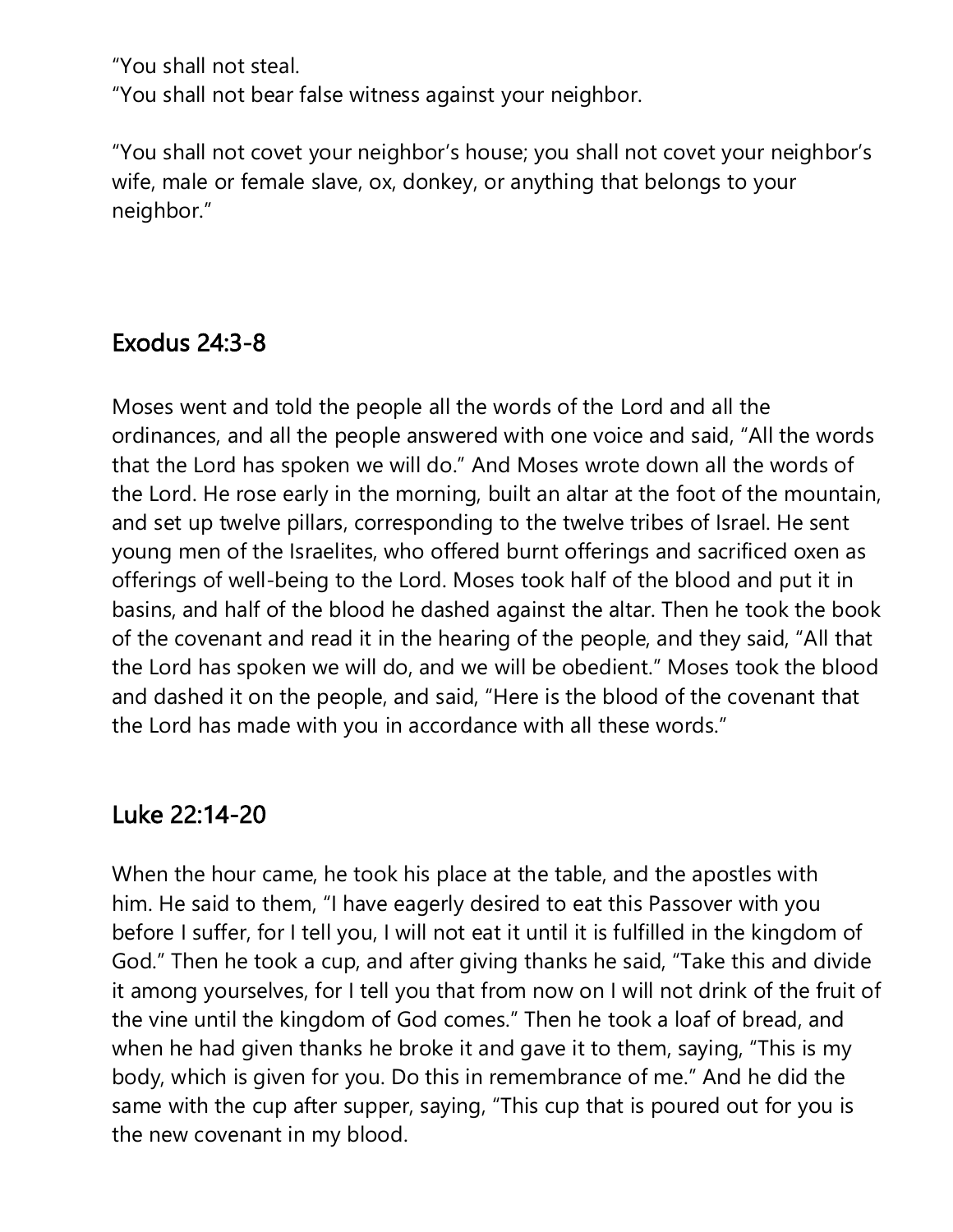“You shall not steal.
“You shall not bear false witness against your neighbor.

“You shall not covet your neighbor’s house; you shall not covet your neighbor’s wife, male or female slave, ox, donkey, or anything that belongs to your neighbor.”

## Exodus 24:3-8

Moses went and told the people all the words of the Lord and all the ordinances, and all the people answered with one voice and said, “All the words that the Lord has spoken we will do.” And Moses wrote down all the words of the Lord. He rose early in the morning, built an altar at the foot of the mountain, and set up twelve pillars, corresponding to the twelve tribes of Israel. He sent young men of the Israelites, who offered burnt offerings and sacrificed oxen as offerings of well-being to the Lord. Moses took half of the blood and put it in basins, and half of the blood he dashed against the altar. Then he took the book of the covenant and read it in the hearing of the people, and they said, “All that the Lord has spoken we will do, and we will be obedient.” Moses took the blood and dashed it on the people, and said, “Here is the blood of the covenant that the Lord has made with you in accordance with all these words.”

## Luke 22:14-20

When the hour came, he took his place at the table, and the apostles with him. He said to them, “I have eagerly desired to eat this Passover with you before I suffer, for I tell you, I will not eat it until it is fulfilled in the kingdom of God.” Then he took a cup, and after giving thanks he said, “Take this and divide it among yourselves, for I tell you that from now on I will not drink of the fruit of the vine until the kingdom of God comes.” Then he took a loaf of bread, and when he had given thanks he broke it and gave it to them, saying, “This is my body, which is given for you. Do this in remembrance of me.” And he did the same with the cup after supper, saying, “This cup that is poured out for you is the new covenant in my blood.